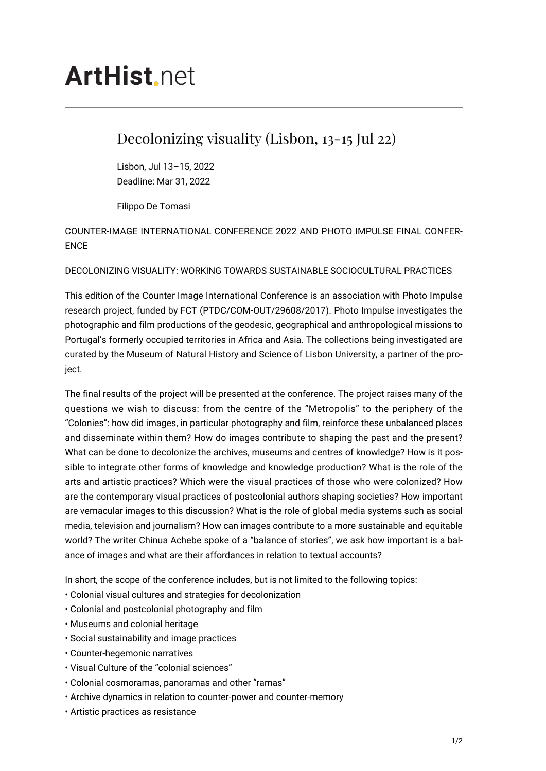# ArtHist.net

## Decolonizing visuality (Lisbon, 13-15 Jul 22)

Lisbon, Jul 13–15, 2022
Deadline: Mar 31, 2022

Filippo De Tomasi

COUNTER-IMAGE INTERNATIONAL CONFERENCE 2022 AND PHOTO IMPULSE FINAL CONFERENCE

DECOLONIZING VISUALITY: WORKING TOWARDS SUSTAINABLE SOCIOCULTURAL PRACTICES

This edition of the Counter Image International Conference is an association with Photo Impulse research project, funded by FCT (PTDC/COM-OUT/29608/2017). Photo Impulse investigates the photographic and film productions of the geodesic, geographical and anthropological missions to Portugal's formerly occupied territories in Africa and Asia. The collections being investigated are curated by the Museum of Natural History and Science of Lisbon University, a partner of the project.

The final results of the project will be presented at the conference. The project raises many of the questions we wish to discuss: from the centre of the "Metropolis" to the periphery of the "Colonies": how did images, in particular photography and film, reinforce these unbalanced places and disseminate within them? How do images contribute to shaping the past and the present? What can be done to decolonize the archives, museums and centres of knowledge? How is it possible to integrate other forms of knowledge and knowledge production? What is the role of the arts and artistic practices? Which were the visual practices of those who were colonized? How are the contemporary visual practices of postcolonial authors shaping societies? How important are vernacular images to this discussion? What is the role of global media systems such as social media, television and journalism? How can images contribute to a more sustainable and equitable world? The writer Chinua Achebe spoke of a "balance of stories", we ask how important is a balance of images and what are their affordances in relation to textual accounts?

In short, the scope of the conference includes, but is not limited to the following topics:

- Colonial visual cultures and strategies for decolonization
- Colonial and postcolonial photography and film
- Museums and colonial heritage
- Social sustainability and image practices
- Counter-hegemonic narratives
- Visual Culture of the "colonial sciences"
- Colonial cosmoramas, panoramas and other "ramas"
- Archive dynamics in relation to counter-power and counter-memory
- Artistic practices as resistance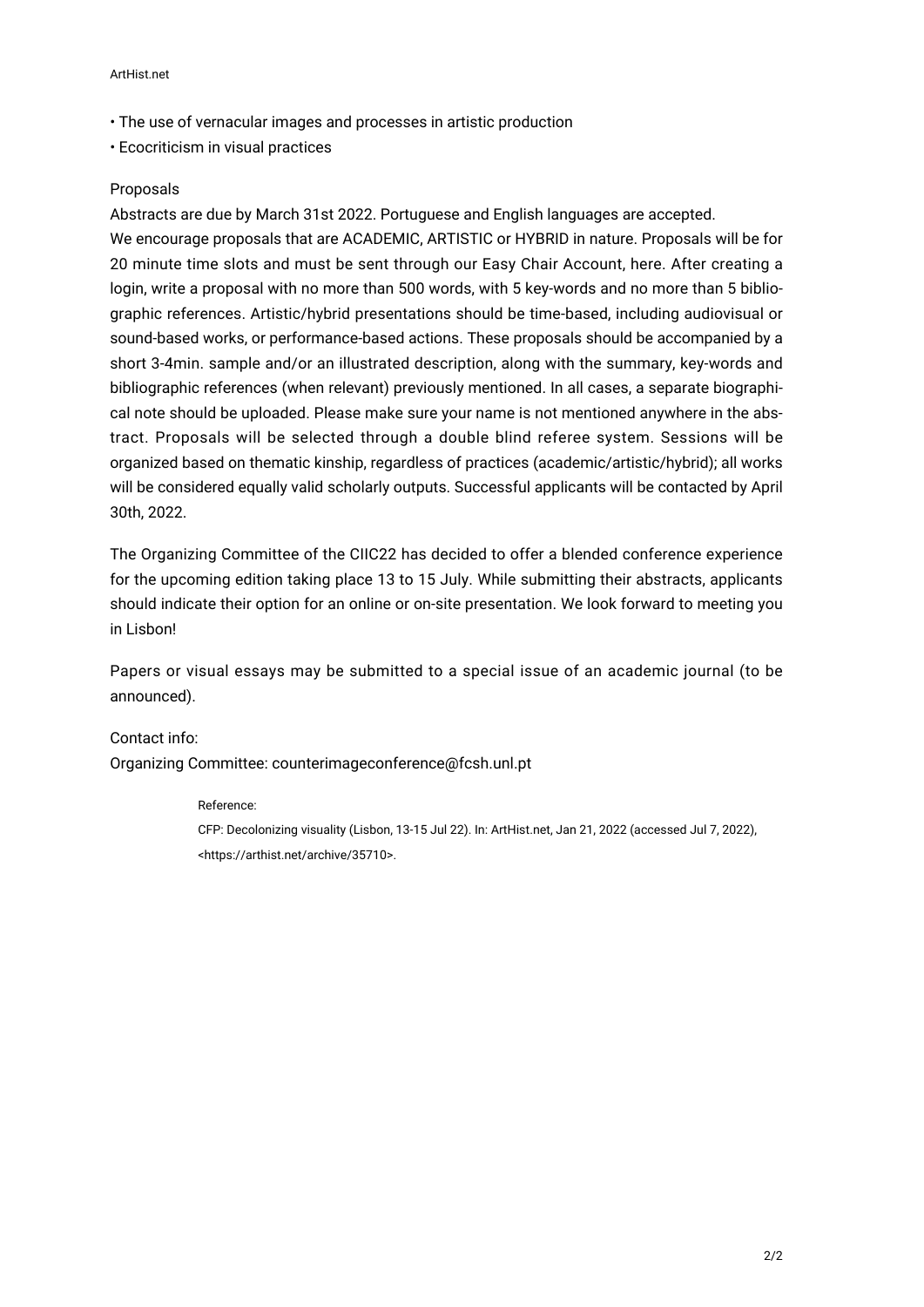• The use of vernacular images and processes in artistic production
• Ecocriticism in visual practices

Proposals

Abstracts are due by March 31st 2022. Portuguese and English languages are accepted.
We encourage proposals that are ACADEMIC, ARTISTIC or HYBRID in nature. Proposals will be for 20 minute time slots and must be sent through our Easy Chair Account, here. After creating a login, write a proposal with no more than 500 words, with 5 key-words and no more than 5 bibliographic references. Artistic/hybrid presentations should be time-based, including audiovisual or sound-based works, or performance-based actions. These proposals should be accompanied by a short 3-4min. sample and/or an illustrated description, along with the summary, key-words and bibliographic references (when relevant) previously mentioned. In all cases, a separate biographical note should be uploaded. Please make sure your name is not mentioned anywhere in the abstract. Proposals will be selected through a double blind referee system. Sessions will be organized based on thematic kinship, regardless of practices (academic/artistic/hybrid); all works will be considered equally valid scholarly outputs. Successful applicants will be contacted by April 30th, 2022.

The Organizing Committee of the CIIC22 has decided to offer a blended conference experience for the upcoming edition taking place 13 to 15 July. While submitting their abstracts, applicants should indicate their option for an online or on-site presentation. We look forward to meeting you in Lisbon!

Papers or visual essays may be submitted to a special issue of an academic journal (to be announced).

Contact info:
Organizing Committee: counterimageconference@fcsh.unl.pt

Reference:
CFP: Decolonizing visuality (Lisbon, 13-15 Jul 22). In: ArtHist.net, Jan 21, 2022 (accessed Jul 7, 2022), <https://arthist.net/archive/35710>.